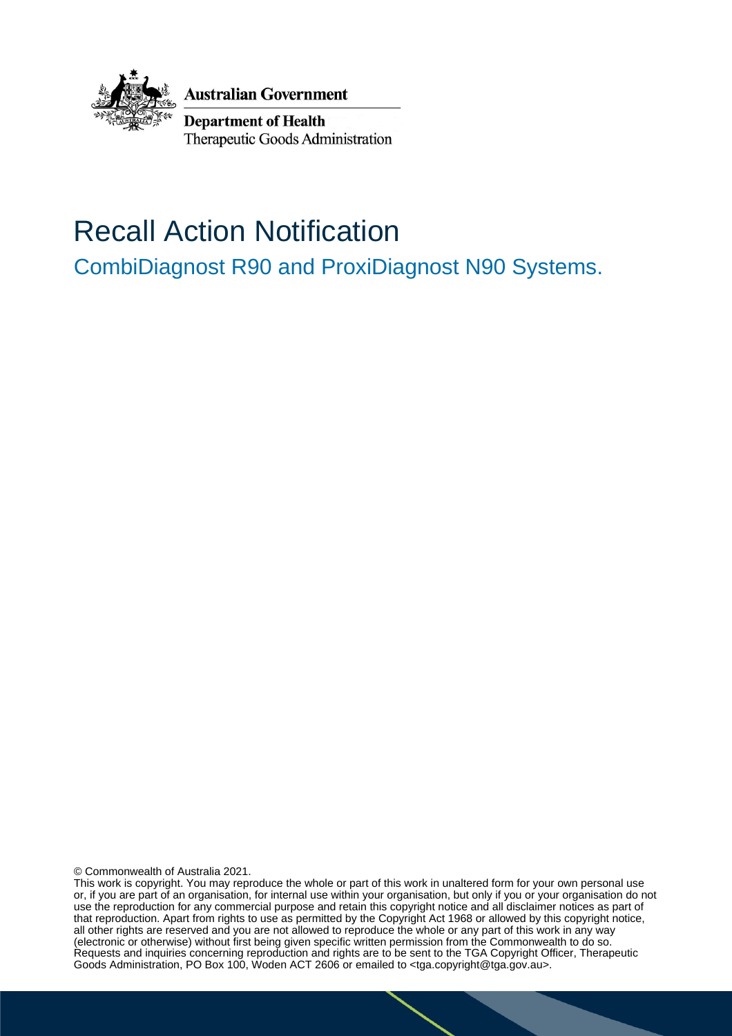Australian Government

Department of Health
Therapeutic Goods Administration

# Recall Action Notification

## CombiDiagnost R90 and ProxiDiagnost N90 Systems.

© Commonwealth of Australia 2021.
This work is copyright. You may reproduce the whole or part of this work in unaltered form for your own personal use or, if you are part of an organisation, for internal use within your organisation, but only if you or your organisation do not use the reproduction for any commercial purpose and retain this copyright notice and all disclaimer notices as part of that reproduction. Apart from rights to use as permitted by the Copyright Act 1968 or allowed by this copyright notice, all other rights are reserved and you are not allowed to reproduce the whole or any part of this work in any way (electronic or otherwise) without first being given specific written permission from the Commonwealth to do so. Requests and inquiries concerning reproduction and rights are to be sent to the TGA Copyright Officer, Therapeutic Goods Administration, PO Box 100, Woden ACT 2606 or emailed to <tga.copyright@tga.gov.au>.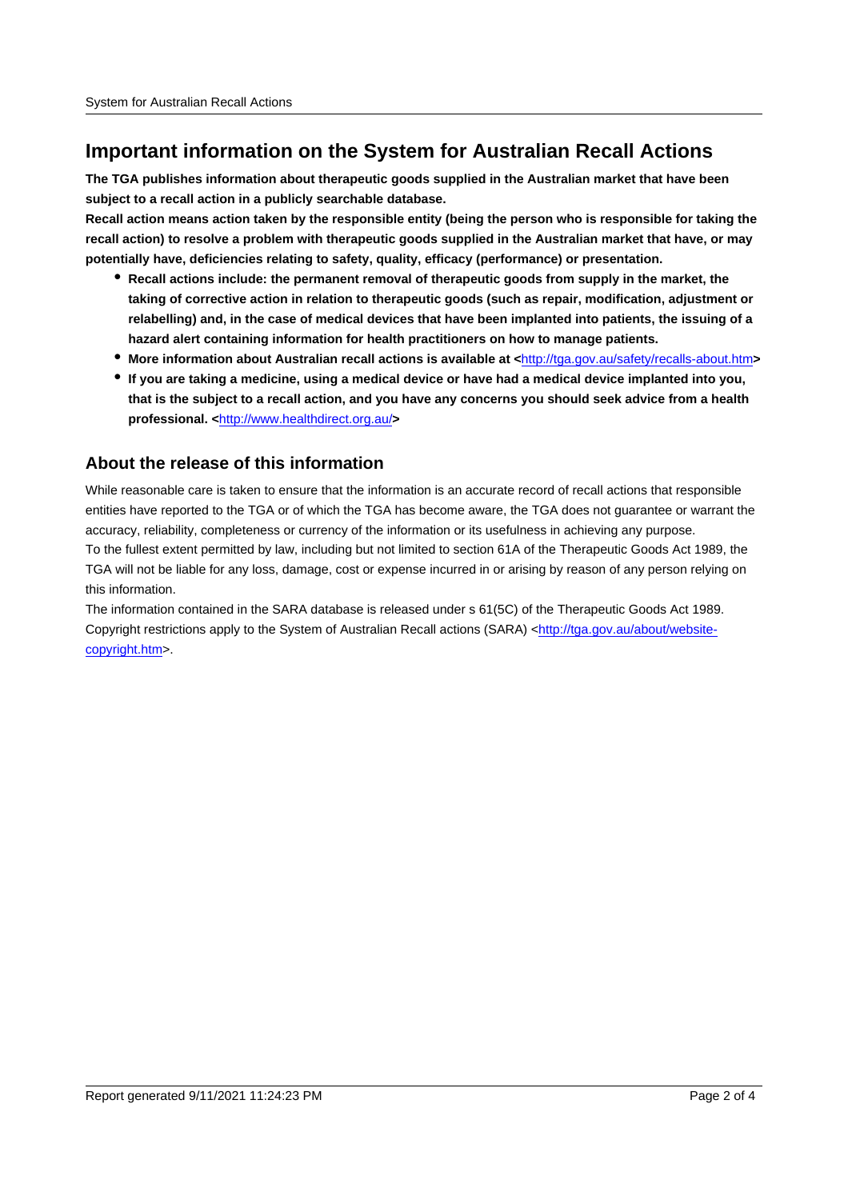# Important information on the System for Australian Recall Actions

**The TGA publishes information about therapeutic goods supplied in the Australian market that have been subject to a recall action in a publicly searchable database.**

**Recall action means action taken by the responsible entity (being the person who is responsible for taking the recall action) to resolve a problem with therapeutic goods supplied in the Australian market that have, or may potentially have, deficiencies relating to safety, quality, efficacy (performance) or presentation.**

- **Recall actions include: the permanent removal of therapeutic goods from supply in the market, the taking of corrective action in relation to therapeutic goods (such as repair, modification, adjustment or relabelling) and, in the case of medical devices that have been implanted into patients, the issuing of a hazard alert containing information for health practitioners on how to manage patients.**
- **More information about Australian recall actions is available at <http://tga.gov.au/safety/recalls-about.htm>**
- **If you are taking a medicine, using a medical device or have had a medical device implanted into you, that is the subject to a recall action, and you have any concerns you should seek advice from a health professional. <http://www.healthdirect.org.au/>**

## About the release of this information

While reasonable care is taken to ensure that the information is an accurate record of recall actions that responsible entities have reported to the TGA or of which the TGA has become aware, the TGA does not guarantee or warrant the accuracy, reliability, completeness or currency of the information or its usefulness in achieving any purpose.

To the fullest extent permitted by law, including but not limited to section 61A of the Therapeutic Goods Act 1989, the TGA will not be liable for any loss, damage, cost or expense incurred in or arising by reason of any person relying on this information.

The information contained in the SARA database is released under s 61(5C) of the Therapeutic Goods Act 1989. Copyright restrictions apply to the System of Australian Recall actions (SARA) <http://tga.gov.au/about/website-copyright.htm>.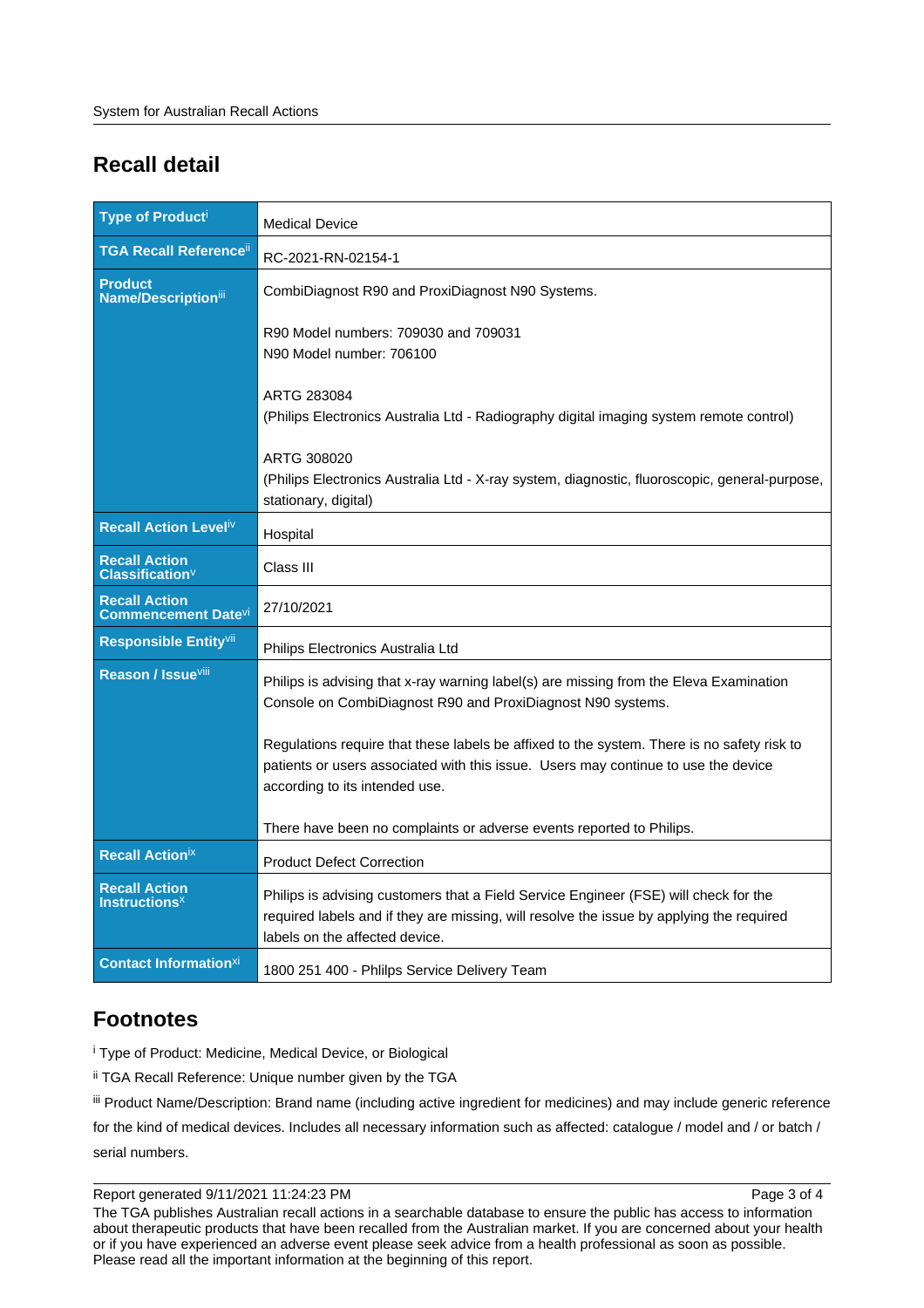## Recall detail

| | |
|---|---|
| **Type of Product**[i] | Medical Device |
| **TGA Recall Reference**[ii] | RC-2021-RN-02154-1 |
| **Product Name/Description**[iii] | CombiDiagnost R90 and ProxiDiagnost N90 Systems.<br><br>R90 Model numbers: 709030 and 709031<br>N90 Model number: 706100<br><br>ARTG 283084<br>(Philips Electronics Australia Ltd - Radiography digital imaging system remote control)<br><br>ARTG 308020<br>(Philips Electronics Australia Ltd - X-ray system, diagnostic, fluoroscopic, general-purpose, stationary, digital) |
| **Recall Action Level**[iv] | Hospital |
| **Recall Action Classification**[v] | Class III |
| **Recall Action Commencement Date**[vi] | 27/10/2021 |
| **Responsible Entity**[vii] | Philips Electronics Australia Ltd |
| **Reason / Issue**[viii] | Philips is advising that x-ray warning label(s) are missing from the Eleva Examination Console on CombiDiagnost R90 and ProxiDiagnost N90 systems.<br><br>Regulations require that these labels be affixed to the system. There is no safety risk to patients or users associated with this issue. Users may continue to use the device according to its intended use.<br><br>There have been no complaints or adverse events reported to Philips. |
| **Recall Action**[ix] | Product Defect Correction |
| **Recall Action Instructions**[x] | Philips is advising customers that a Field Service Engineer (FSE) will check for the required labels and if they are missing, will resolve the issue by applying the required labels on the affected device. |
| **Contact Information**[xi] | 1800 251 400 - Phlilps Service Delivery Team |

## Footnotes

[i] Type of Product: Medicine, Medical Device, or Biological

[ii] TGA Recall Reference: Unique number given by the TGA

[iii] Product Name/Description: Brand name (including active ingredient for medicines) and may include generic reference for the kind of medical devices. Includes all necessary information such as affected: catalogue / model and / or batch / serial numbers.

Report generated 9/11/2021 11:24:23 PM

The TGA publishes Australian recall actions in a searchable database to ensure the public has access to information about therapeutic products that have been recalled from the Australian market. If you are concerned about your health or if you have experienced an adverse event please seek advice from a health professional as soon as possible. Please read all the important information at the beginning of this report.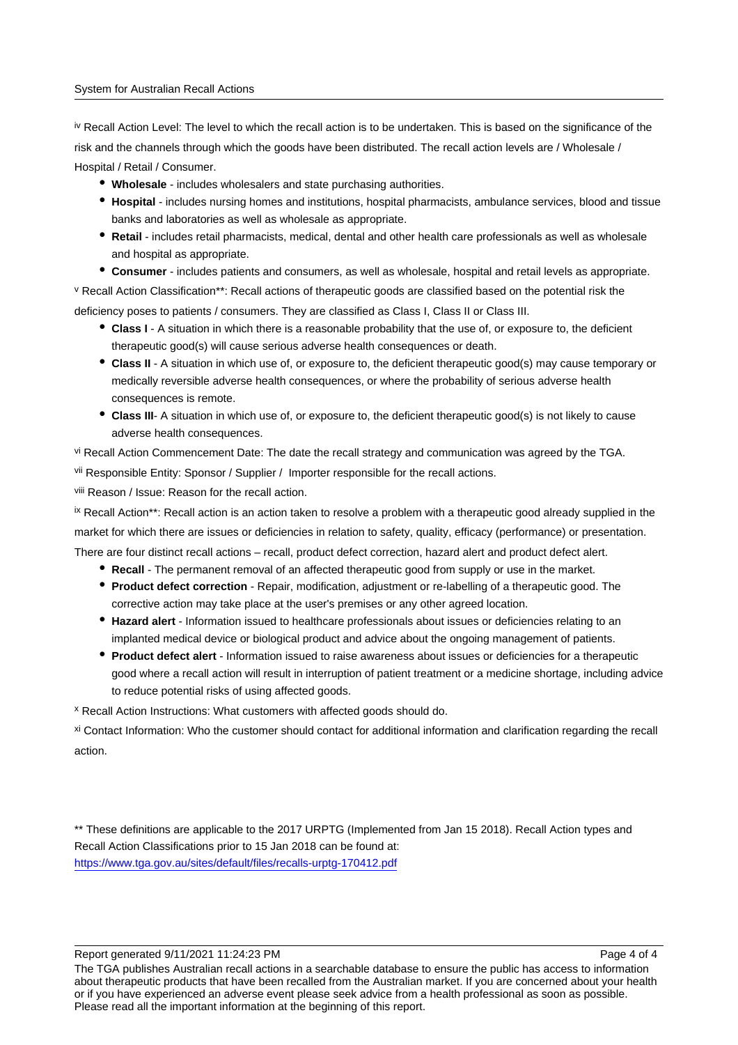[iv] Recall Action Level: The level to which the recall action is to be undertaken. This is based on the significance of the risk and the channels through which the goods have been distributed. The recall action levels are / Wholesale / Hospital / Retail / Consumer.

- **Wholesale** - includes wholesalers and state purchasing authorities.
- **Hospital** - includes nursing homes and institutions, hospital pharmacists, ambulance services, blood and tissue banks and laboratories as well as wholesale as appropriate.
- **Retail** - includes retail pharmacists, medical, dental and other health care professionals as well as wholesale and hospital as appropriate.
- **Consumer** - includes patients and consumers, as well as wholesale, hospital and retail levels as appropriate.

[v] Recall Action Classification**: Recall actions of therapeutic goods are classified based on the potential risk the deficiency poses to patients / consumers. They are classified as Class I, Class II or Class III.

- **Class I** - A situation in which there is a reasonable probability that the use of, or exposure to, the deficient therapeutic good(s) will cause serious adverse health consequences or death.
- **Class II** - A situation in which use of, or exposure to, the deficient therapeutic good(s) may cause temporary or medically reversible adverse health consequences, or where the probability of serious adverse health consequences is remote.
- **Class III**- A situation in which use of, or exposure to, the deficient therapeutic good(s) is not likely to cause adverse health consequences.

[vi] Recall Action Commencement Date: The date the recall strategy and communication was agreed by the TGA.

[vii] Responsible Entity: Sponsor / Supplier / Importer responsible for the recall actions.

[viii] Reason / Issue: Reason for the recall action.

[ix] Recall Action**: Recall action is an action taken to resolve a problem with a therapeutic good already supplied in the market for which there are issues or deficiencies in relation to safety, quality, efficacy (performance) or presentation. There are four distinct recall actions – recall, product defect correction, hazard alert and product defect alert.

- **Recall** - The permanent removal of an affected therapeutic good from supply or use in the market.
- **Product defect correction** - Repair, modification, adjustment or re-labelling of a therapeutic good. The corrective action may take place at the user's premises or any other agreed location.
- **Hazard alert** - Information issued to healthcare professionals about issues or deficiencies relating to an implanted medical device or biological product and advice about the ongoing management of patients.
- **Product defect alert** - Information issued to raise awareness about issues or deficiencies for a therapeutic good where a recall action will result in interruption of patient treatment or a medicine shortage, including advice to reduce potential risks of using affected goods.

[x] Recall Action Instructions: What customers with affected goods should do.

[xi] Contact Information: Who the customer should contact for additional information and clarification regarding the recall action.

** These definitions are applicable to the 2017 URPTG (Implemented from Jan 15 2018). Recall Action types and Recall Action Classifications prior to 15 Jan 2018 can be found at: https://www.tga.gov.au/sites/default/files/recalls-urptg-170412.pdf

Report generated 9/11/2021 11:24:23 PM

The TGA publishes Australian recall actions in a searchable database to ensure the public has access to information about therapeutic products that have been recalled from the Australian market. If you are concerned about your health or if you have experienced an adverse event please seek advice from a health professional as soon as possible. Please read all the important information at the beginning of this report.